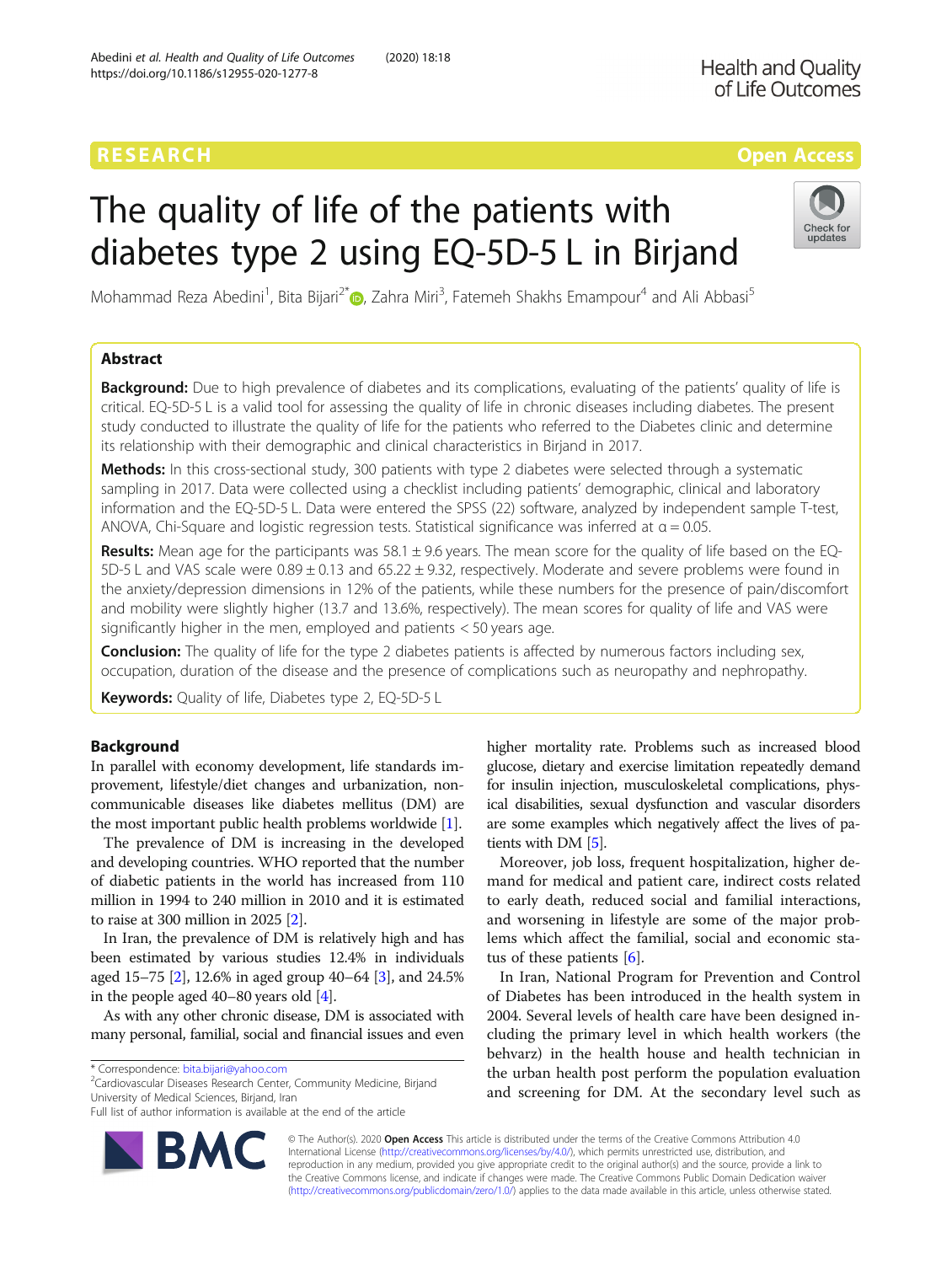RESEARCH | Open Access

# The quality of life of the patients with diabetes type 2 using EQ-5D-5 L in Birjand

Mohammad Reza Abedini[1], Bita Bijari[2*], Zahra Miri[3], Fatemeh Shakhs Emampour[4] and Ali Abbasi[5]

## Abstract

**Background:** Due to high prevalence of diabetes and its complications, evaluating of the patients' quality of life is critical. EQ-5D-5 L is a valid tool for assessing the quality of life in chronic diseases including diabetes. The present study conducted to illustrate the quality of life for the patients who referred to the Diabetes clinic and determine its relationship with their demographic and clinical characteristics in Birjand in 2017.

**Methods:** In this cross-sectional study, 300 patients with type 2 diabetes were selected through a systematic sampling in 2017. Data were collected using a checklist including patients' demographic, clinical and laboratory information and the EQ-5D-5 L. Data were entered the SPSS (22) software, analyzed by independent sample T-test, ANOVA, Chi-Square and logistic regression tests. Statistical significance was inferred at $\alpha = 0.05$.

**Results:** Mean age for the participants was 58.1 ± 9.6 years. The mean score for the quality of life based on the EQ-5D-5 L and VAS scale were 0.89 ± 0.13 and 65.22 ± 9.32, respectively. Moderate and severe problems were found in the anxiety/depression dimensions in 12% of the patients, while these numbers for the presence of pain/discomfort and mobility were slightly higher (13.7 and 13.6%, respectively). The mean scores for quality of life and VAS were significantly higher in the men, employed and patients < 50 years age.

**Conclusion:** The quality of life for the type 2 diabetes patients is affected by numerous factors including sex, occupation, duration of the disease and the presence of complications such as neuropathy and nephropathy.

**Keywords:** Quality of life, Diabetes type 2, EQ-5D-5 L

## Background

In parallel with economy development, life standards improvement, lifestyle/diet changes and urbanization, non-communicable diseases like diabetes mellitus (DM) are the most important public health problems worldwide [1].

The prevalence of DM is increasing in the developed and developing countries. WHO reported that the number of diabetic patients in the world has increased from 110 million in 1994 to 240 million in 2010 and it is estimated to raise at 300 million in 2025 [2].

In Iran, the prevalence of DM is relatively high and has been estimated by various studies 12.4% in individuals aged 15–75 [2], 12.6% in aged group 40–64 [3], and 24.5% in the people aged 40–80 years old [4].

As with any other chronic disease, DM is associated with many personal, familial, social and financial issues and even higher mortality rate. Problems such as increased blood glucose, dietary and exercise limitation repeatedly demand for insulin injection, musculoskeletal complications, physical disabilities, sexual dysfunction and vascular disorders are some examples which negatively affect the lives of patients with DM [5].

Moreover, job loss, frequent hospitalization, higher demand for medical and patient care, indirect costs related to early death, reduced social and familial interactions, and worsening in lifestyle are some of the major problems which affect the familial, social and economic status of these patients [6].

In Iran, National Program for Prevention and Control of Diabetes has been introduced in the health system in 2004. Several levels of health care have been designed including the primary level in which health workers (the behvarz) in the health house and health technician in the urban health post perform the population evaluation and screening for DM. At the secondary level such as

* Correspondence: bita.bijari@yahoo.com
[2]Cardiovascular Diseases Research Center, Community Medicine, Birjand University of Medical Sciences, Birjand, Iran
Full list of author information is available at the end of the article

© The Author(s). 2020 **Open Access** This article is distributed under the terms of the Creative Commons Attribution 4.0 International License (http://creativecommons.org/licenses/by/4.0/), which permits unrestricted use, distribution, and reproduction in any medium, provided you give appropriate credit to the original author(s) and the source, provide a link to the Creative Commons license, and indicate if changes were made. The Creative Commons Public Domain Dedication waiver (http://creativecommons.org/publicdomain/zero/1.0/) applies to the data made available in this article, unless otherwise stated.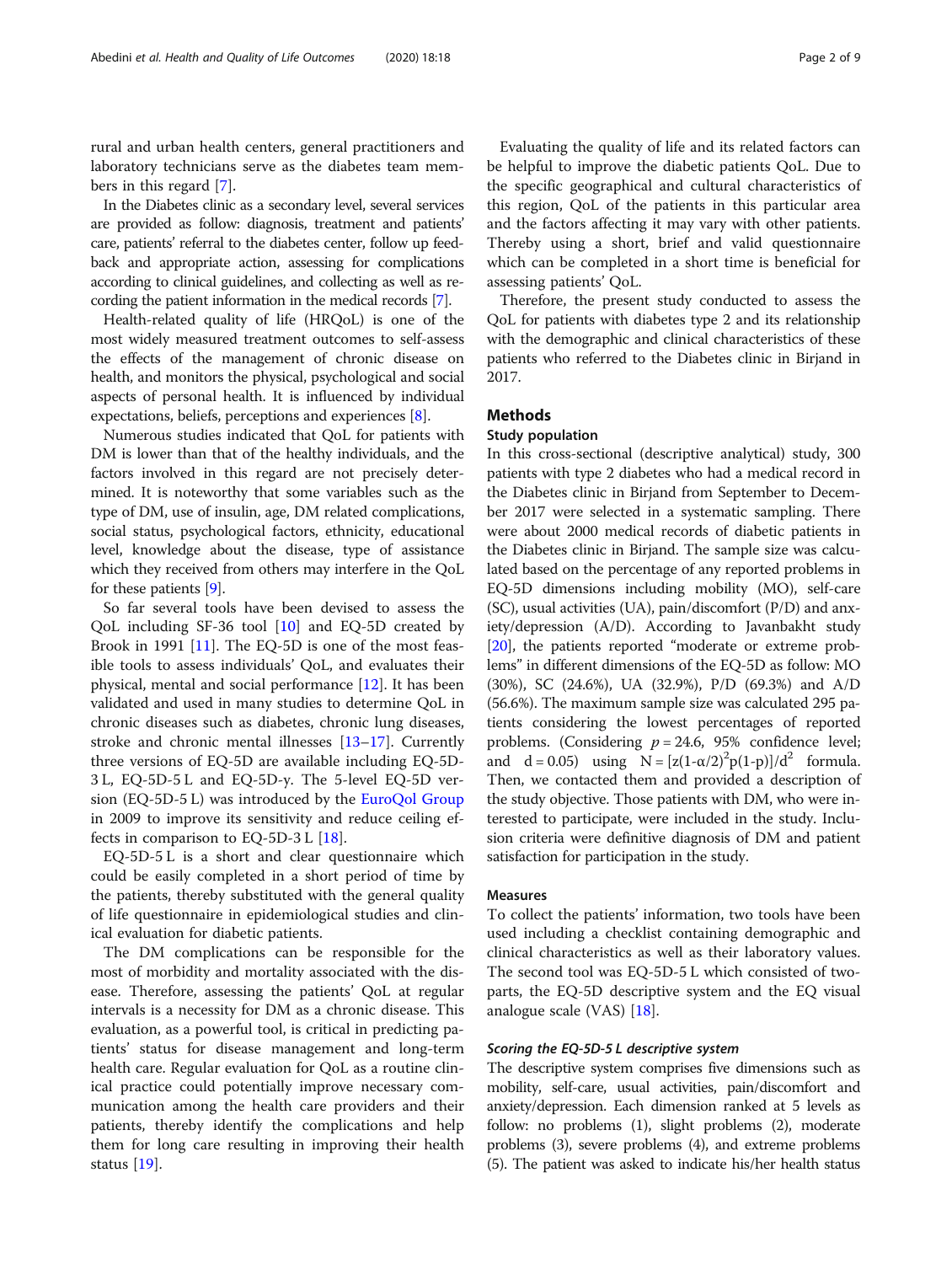rural and urban health centers, general practitioners and laboratory technicians serve as the diabetes team members in this regard [7].

In the Diabetes clinic as a secondary level, several services are provided as follow: diagnosis, treatment and patients' care, patients' referral to the diabetes center, follow up feedback and appropriate action, assessing for complications according to clinical guidelines, and collecting as well as recording the patient information in the medical records [7].

Health-related quality of life (HRQoL) is one of the most widely measured treatment outcomes to self-assess the effects of the management of chronic disease on health, and monitors the physical, psychological and social aspects of personal health. It is influenced by individual expectations, beliefs, perceptions and experiences [8].

Numerous studies indicated that QoL for patients with DM is lower than that of the healthy individuals, and the factors involved in this regard are not precisely determined. It is noteworthy that some variables such as the type of DM, use of insulin, age, DM related complications, social status, psychological factors, ethnicity, educational level, knowledge about the disease, type of assistance which they received from others may interfere in the QoL for these patients [9].

So far several tools have been devised to assess the QoL including SF-36 tool [10] and EQ-5D created by Brook in 1991 [11]. The EQ-5D is one of the most feasible tools to assess individuals' QoL, and evaluates their physical, mental and social performance [12]. It has been validated and used in many studies to determine QoL in chronic diseases such as diabetes, chronic lung diseases, stroke and chronic mental illnesses [13–17]. Currently three versions of EQ-5D are available including EQ-5D-3 L, EQ-5D-5 L and EQ-5D-y. The 5-level EQ-5D version (EQ-5D-5 L) was introduced by the EuroQol Group in 2009 to improve its sensitivity and reduce ceiling effects in comparison to EQ-5D-3 L [18].

EQ-5D-5 L is a short and clear questionnaire which could be easily completed in a short period of time by the patients, thereby substituted with the general quality of life questionnaire in epidemiological studies and clinical evaluation for diabetic patients.

The DM complications can be responsible for the most of morbidity and mortality associated with the disease. Therefore, assessing the patients' QoL at regular intervals is a necessity for DM as a chronic disease. This evaluation, as a powerful tool, is critical in predicting patients' status for disease management and long-term health care. Regular evaluation for QoL as a routine clinical practice could potentially improve necessary communication among the health care providers and their patients, thereby identify the complications and help them for long care resulting in improving their health status [19].

Evaluating the quality of life and its related factors can be helpful to improve the diabetic patients QoL. Due to the specific geographical and cultural characteristics of this region, QoL of the patients in this particular area and the factors affecting it may vary with other patients. Thereby using a short, brief and valid questionnaire which can be completed in a short time is beneficial for assessing patients' QoL.

Therefore, the present study conducted to assess the QoL for patients with diabetes type 2 and its relationship with the demographic and clinical characteristics of these patients who referred to the Diabetes clinic in Birjand in 2017.

## Methods

### Study population

In this cross-sectional (descriptive analytical) study, 300 patients with type 2 diabetes who had a medical record in the Diabetes clinic in Birjand from September to December 2017 were selected in a systematic sampling. There were about 2000 medical records of diabetic patients in the Diabetes clinic in Birjand. The sample size was calculated based on the percentage of any reported problems in EQ-5D dimensions including mobility (MO), self-care (SC), usual activities (UA), pain/discomfort (P/D) and anxiety/depression (A/D). According to Javanbakht study [20], the patients reported "moderate or extreme problems" in different dimensions of the EQ-5D as follow: MO (30%), SC (24.6%), UA (32.9%), P/D (69.3%) and A/D (56.6%). The maximum sample size was calculated 295 patients considering the lowest percentages of reported problems. (Considering $p = 24.6$, 95% confidence level; and $d = 0.05$) using $N = [z(1\text{-}\alpha/2)^2 p(1\text{-}p)]/d^2$ formula. Then, we contacted them and provided a description of the study objective. Those patients with DM, who were interested to participate, were included in the study. Inclusion criteria were definitive diagnosis of DM and patient satisfaction for participation in the study.

### Measures

To collect the patients' information, two tools have been used including a checklist containing demographic and clinical characteristics as well as their laboratory values. The second tool was EQ-5D-5 L which consisted of two-parts, the EQ-5D descriptive system and the EQ visual analogue scale (VAS) [18].

#### *Scoring the EQ-5D-5 L descriptive system*

The descriptive system comprises five dimensions such as mobility, self-care, usual activities, pain/discomfort and anxiety/depression. Each dimension ranked at 5 levels as follow: no problems (1), slight problems (2), moderate problems (3), severe problems (4), and extreme problems (5). The patient was asked to indicate his/her health status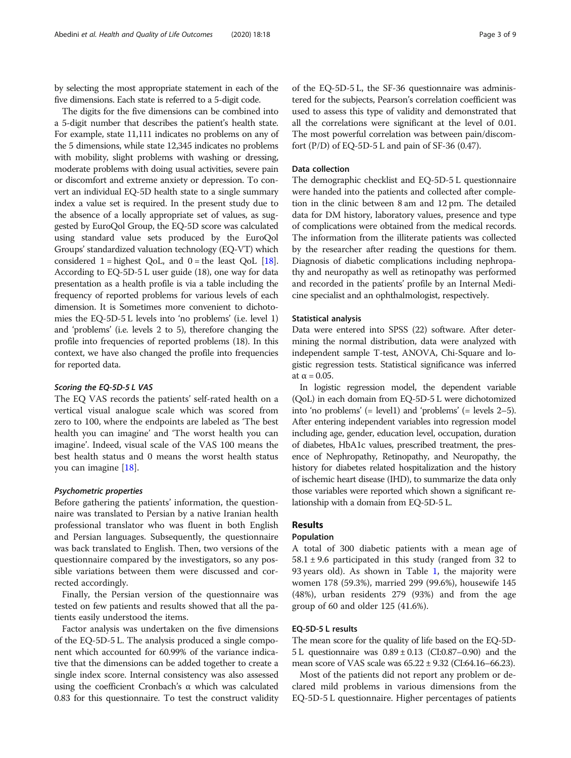by selecting the most appropriate statement in each of the five dimensions. Each state is referred to a 5-digit code.

The digits for the five dimensions can be combined into a 5-digit number that describes the patient's health state. For example, state 11,111 indicates no problems on any of the 5 dimensions, while state 12,345 indicates no problems with mobility, slight problems with washing or dressing, moderate problems with doing usual activities, severe pain or discomfort and extreme anxiety or depression. To convert an individual EQ-5D health state to a single summary index a value set is required. In the present study due to the absence of a locally appropriate set of values, as suggested by EuroQol Group, the EQ-5D score was calculated using standard value sets produced by the EuroQol Groups' standardized valuation technology (EQ-VT) which considered 1 = highest QoL, and 0 = the least QoL [18]. According to EQ-5D-5 L user guide (18), one way for data presentation as a health profile is via a table including the frequency of reported problems for various levels of each dimension. It is Sometimes more convenient to dichotomies the EQ-5D-5 L levels into 'no problems' (i.e. level 1) and 'problems' (i.e. levels 2 to 5), therefore changing the profile into frequencies of reported problems (18). In this context, we have also changed the profile into frequencies for reported data.

#### *Scoring the EQ-5D-5 L VAS*

The EQ VAS records the patients' self-rated health on a vertical visual analogue scale which was scored from zero to 100, where the endpoints are labeled as 'The best health you can imagine' and 'The worst health you can imagine'. Indeed, visual scale of the VAS 100 means the best health status and 0 means the worst health status you can imagine [18].

#### *Psychometric properties*

Before gathering the patients' information, the questionnaire was translated to Persian by a native Iranian health professional translator who was fluent in both English and Persian languages. Subsequently, the questionnaire was back translated to English. Then, two versions of the questionnaire compared by the investigators, so any possible variations between them were discussed and corrected accordingly.

Finally, the Persian version of the questionnaire was tested on few patients and results showed that all the patients easily understood the items.

Factor analysis was undertaken on the five dimensions of the EQ-5D-5 L. The analysis produced a single component which accounted for 60.99% of the variance indicative that the dimensions can be added together to create a single index score. Internal consistency was also assessed using the coefficient Cronbach's α which was calculated 0.83 for this questionnaire. To test the construct validity of the EQ-5D-5 L, the SF-36 questionnaire was administered for the subjects, Pearson's correlation coefficient was used to assess this type of validity and demonstrated that all the correlations were significant at the level of 0.01. The most powerful correlation was between pain/discomfort (P/D) of EQ-5D-5 L and pain of SF-36 (0.47).

### Data collection

The demographic checklist and EQ-5D-5 L questionnaire were handed into the patients and collected after completion in the clinic between 8 am and 12 pm. The detailed data for DM history, laboratory values, presence and type of complications were obtained from the medical records. The information from the illiterate patients was collected by the researcher after reading the questions for them. Diagnosis of diabetic complications including nephropathy and neuropathy as well as retinopathy was performed and recorded in the patients' profile by an Internal Medicine specialist and an ophthalmologist, respectively.

### Statistical analysis

Data were entered into SPSS (22) software. After determining the normal distribution, data were analyzed with independent sample T-test, ANOVA, Chi-Square and logistic regression tests. Statistical significance was inferred at $\alpha = 0.05$.

In logistic regression model, the dependent variable (QoL) in each domain from EQ-5D-5 L were dichotomized into 'no problems' (= level1) and 'problems' (= levels 2–5). After entering independent variables into regression model including age, gender, education level, occupation, duration of diabetes, HbA1c values, prescribed treatment, the presence of Nephropathy, Retinopathy, and Neuropathy, the history for diabetes related hospitalization and the history of ischemic heart disease (IHD), to summarize the data only those variables were reported which shown a significant relationship with a domain from EQ-5D-5 L.

## Results

### Population

A total of 300 diabetic patients with a mean age of $58.1 \pm 9.6$ participated in this study (ranged from 32 to 93 years old). As shown in Table 1, the majority were women 178 (59.3%), married 299 (99.6%), housewife 145 (48%), urban residents 279 (93%) and from the age group of 60 and older 125 (41.6%).

### EQ-5D-5 L results

The mean score for the quality of life based on the EQ-5D-5 L questionnaire was $0.89 \pm 0.13$ (CI:0.87–0.90) and the mean score of VAS scale was $65.22 \pm 9.32$ (CI:64.16–66.23).

Most of the patients did not report any problem or declared mild problems in various dimensions from the EQ-5D-5 L questionnaire. Higher percentages of patients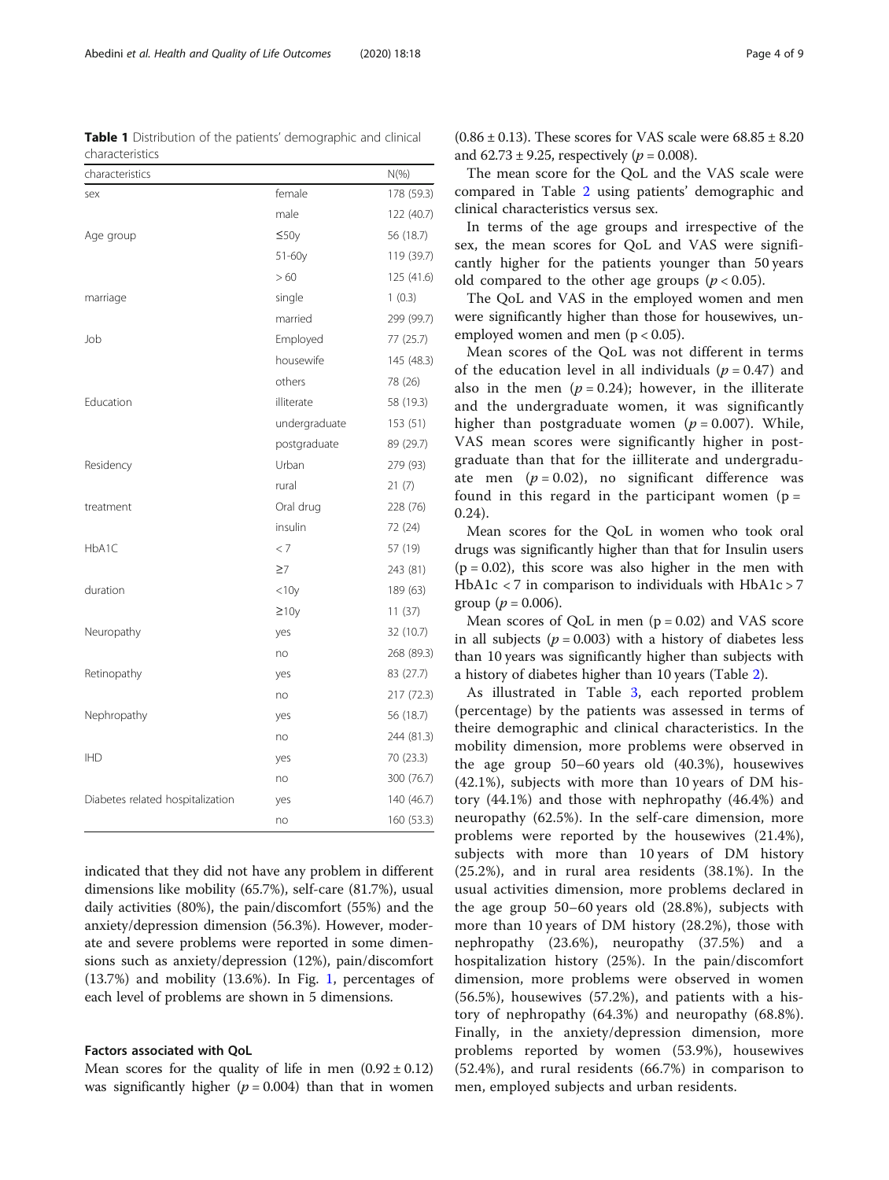**Table 1** Distribution of the patients' demographic and clinical characteristics

| characteristics | | N(%) |
|---|---|---|
| sex | female | 178 (59.3) |
| | male | 122 (40.7) |
| Age group | ≤50y | 56 (18.7) |
| | 51-60y | 119 (39.7) |
| | > 60 | 125 (41.6) |
| marriage | single | 1 (0.3) |
| | married | 299 (99.7) |
| Job | Employed | 77 (25.7) |
| | housewife | 145 (48.3) |
| | others | 78 (26) |
| Education | illiterate | 58 (19.3) |
| | undergraduate | 153 (51) |
| | postgraduate | 89 (29.7) |
| Residency | Urban | 279 (93) |
| | rural | 21 (7) |
| treatment | Oral drug | 228 (76) |
| | insulin | 72 (24) |
| HbA1C | < 7 | 57 (19) |
| | ≥7 | 243 (81) |
| duration | <10y | 189 (63) |
| | ≥10y | 11 (37) |
| Neuropathy | yes | 32 (10.7) |
| | no | 268 (89.3) |
| Retinopathy | yes | 83 (27.7) |
| | no | 217 (72.3) |
| Nephropathy | yes | 56 (18.7) |
| | no | 244 (81.3) |
| IHD | yes | 70 (23.3) |
| | no | 300 (76.7) |
| Diabetes related hospitalization | yes | 140 (46.7) |
| | no | 160 (53.3) |

indicated that they did not have any problem in different dimensions like mobility (65.7%), self-care (81.7%), usual daily activities (80%), the pain/discomfort (55%) and the anxiety/depression dimension (56.3%). However, moderate and severe problems were reported in some dimensions such as anxiety/depression (12%), pain/discomfort (13.7%) and mobility (13.6%). In Fig. 1, percentages of each level of problems are shown in 5 dimensions.

### Factors associated with QoL

Mean scores for the quality of life in men (0.92 ± 0.12) was significantly higher ($p = 0.004$) than that in women (0.86 ± 0.13). These scores for VAS scale were 68.85 ± 8.20 and 62.73 ± 9.25, respectively ($p = 0.008$).

The mean score for the QoL and the VAS scale were compared in Table 2 using patients' demographic and clinical characteristics versus sex.

In terms of the age groups and irrespective of the sex, the mean scores for QoL and VAS were significantly higher for the patients younger than 50 years old compared to the other age groups ($p < 0.05$).

The QoL and VAS in the employed women and men were significantly higher than those for housewives, unemployed women and men ($p < 0.05$).

Mean scores of the QoL was not different in terms of the education level in all individuals ($p = 0.47$) and also in the men ($p = 0.24$); however, in the illiterate and the undergraduate women, it was significantly higher than postgraduate women ($p = 0.007$). While, VAS mean scores were significantly higher in postgraduate than that for the iilliterate and undergraduate men ($p = 0.02$), no significant difference was found in this regard in the participant women ($p = 0.24$).

Mean scores for the QoL in women who took oral drugs was significantly higher than that for Insulin users ($p = 0.02$), this score was also higher in the men with HbA1c < 7 in comparison to individuals with HbA1c > 7 group ($p = 0.006$).

Mean scores of QoL in men ($p = 0.02$) and VAS score in all subjects ($p = 0.003$) with a history of diabetes less than 10 years was significantly higher than subjects with a history of diabetes higher than 10 years (Table 2).

As illustrated in Table 3, each reported problem (percentage) by the patients was assessed in terms of theire demographic and clinical characteristics. In the mobility dimension, more problems were observed in the age group 50–60 years old (40.3%), housewives (42.1%), subjects with more than 10 years of DM history (44.1%) and those with nephropathy (46.4%) and neuropathy (62.5%). In the self-care dimension, more problems were reported by the housewives (21.4%), subjects with more than 10 years of DM history (25.2%), and in rural area residents (38.1%). In the usual activities dimension, more problems declared in the age group 50–60 years old (28.8%), subjects with more than 10 years of DM history (28.2%), those with nephropathy (23.6%), neuropathy (37.5%) and a hospitalization history (25%). In the pain/discomfort dimension, more problems were observed in women (56.5%), housewives (57.2%), and patients with a history of nephropathy (64.3%) and neuropathy (68.8%). Finally, in the anxiety/depression dimension, more problems reported by women (53.9%), housewives (52.4%), and rural residents (66.7%) in comparison to men, employed subjects and urban residents.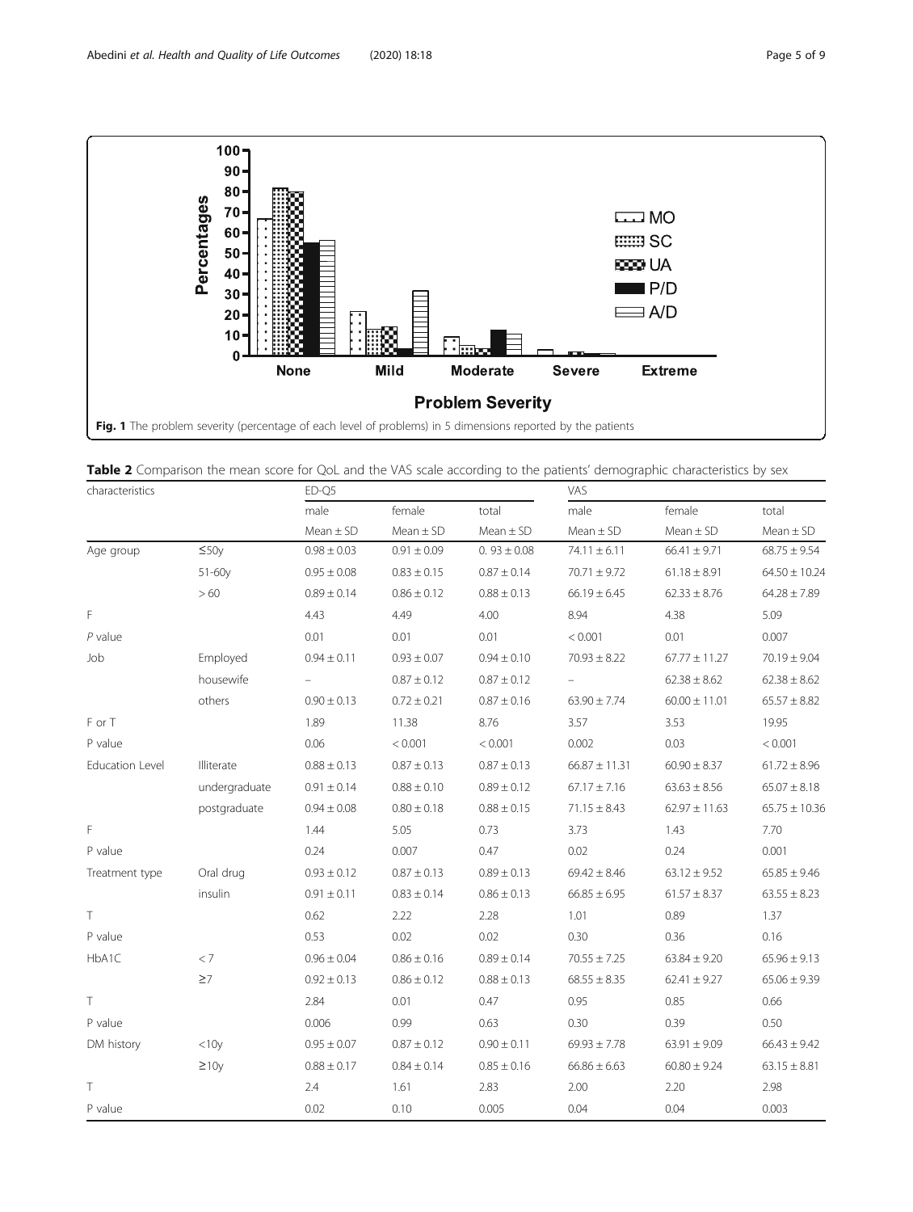Fig. 1 The problem severity (percentage of each level of problems) in 5 dimensions reported by the patients

**Table 2** Comparison the mean score for QoL and the VAS scale according to the patients' demographic characteristics by sex

| characteristics | | ED-Q5 | | | VAS | | |
|---|---|---|---|---|---|---|---|
| | | male | female | total | male | female | total |
| | | Mean ± SD | Mean ± SD | Mean ± SD | Mean ± SD | Mean ± SD | Mean ± SD |
| Age group | ≤50y | 0.98 ± 0.03 | 0.91 ± 0.09 | 0. 93 ± 0.08 | 74.11 ± 6.11 | 66.41 ± 9.71 | 68.75 ± 9.54 |
| | 51-60y | 0.95 ± 0.08 | 0.83 ± 0.15 | 0.87 ± 0.14 | 70.71 ± 9.72 | 61.18 ± 8.91 | 64.50 ± 10.24 |
| | > 60 | 0.89 ± 0.14 | 0.86 ± 0.12 | 0.88 ± 0.13 | 66.19 ± 6.45 | 62.33 ± 8.76 | 64.28 ± 7.89 |
| F | | 4.43 | 4.49 | 4.00 | 8.94 | 4.38 | 5.09 |
| *P* value | | 0.01 | 0.01 | 0.01 | < 0.001 | 0.01 | 0.007 |
| Job | Employed | 0.94 ± 0.11 | 0.93 ± 0.07 | 0.94 ± 0.10 | 70.93 ± 8.22 | 67.77 ± 11.27 | 70.19 ± 9.04 |
| | housewife | – | 0.87 ± 0.12 | 0.87 ± 0.12 | – | 62.38 ± 8.62 | 62.38 ± 8.62 |
| | others | 0.90 ± 0.13 | 0.72 ± 0.21 | 0.87 ± 0.16 | 63.90 ± 7.74 | 60.00 ± 11.01 | 65.57 ± 8.82 |
| F or T | | 1.89 | 11.38 | 8.76 | 3.57 | 3.53 | 19.95 |
| P value | | 0.06 | < 0.001 | < 0.001 | 0.002 | 0.03 | < 0.001 |
| Education Level | Illiterate | 0.88 ± 0.13 | 0.87 ± 0.13 | 0.87 ± 0.13 | 66.87 ± 11.31 | 60.90 ± 8.37 | 61.72 ± 8.96 |
| | undergraduate | 0.91 ± 0.14 | 0.88 ± 0.10 | 0.89 ± 0.12 | 67.17 ± 7.16 | 63.63 ± 8.56 | 65.07 ± 8.18 |
| | postgraduate | 0.94 ± 0.08 | 0.80 ± 0.18 | 0.88 ± 0.15 | 71.15 ± 8.43 | 62.97 ± 11.63 | 65.75 ± 10.36 |
| F | | 1.44 | 5.05 | 0.73 | 3.73 | 1.43 | 7.70 |
| P value | | 0.24 | 0.007 | 0.47 | 0.02 | 0.24 | 0.001 |
| Treatment type | Oral drug | 0.93 ± 0.12 | 0.87 ± 0.13 | 0.89 ± 0.13 | 69.42 ± 8.46 | 63.12 ± 9.52 | 65.85 ± 9.46 |
| | insulin | 0.91 ± 0.11 | 0.83 ± 0.14 | 0.86 ± 0.13 | 66.85 ± 6.95 | 61.57 ± 8.37 | 63.55 ± 8.23 |
| T | | 0.62 | 2.22 | 2.28 | 1.01 | 0.89 | 1.37 |
| P value | | 0.53 | 0.02 | 0.02 | 0.30 | 0.36 | 0.16 |
| HbA1C | < 7 | 0.96 ± 0.04 | 0.86 ± 0.16 | 0.89 ± 0.14 | 70.55 ± 7.25 | 63.84 ± 9.20 | 65.96 ± 9.13 |
| | ≥7 | 0.92 ± 0.13 | 0.86 ± 0.12 | 0.88 ± 0.13 | 68.55 ± 8.35 | 62.41 ± 9.27 | 65.06 ± 9.39 |
| T | | 2.84 | 0.01 | 0.47 | 0.95 | 0.85 | 0.66 |
| P value | | 0.006 | 0.99 | 0.63 | 0.30 | 0.39 | 0.50 |
| DM history | <10y | 0.95 ± 0.07 | 0.87 ± 0.12 | 0.90 ± 0.11 | 69.93 ± 7.78 | 63.91 ± 9.09 | 66.43 ± 9.42 |
| | ≥10y | 0.88 ± 0.17 | 0.84 ± 0.14 | 0.85 ± 0.16 | 66.86 ± 6.63 | 60.80 ± 9.24 | 63.15 ± 8.81 |
| T | | 2.4 | 1.61 | 2.83 | 2.00 | 2.20 | 2.98 |
| P value | | 0.02 | 0.10 | 0.005 | 0.04 | 0.04 | 0.003 |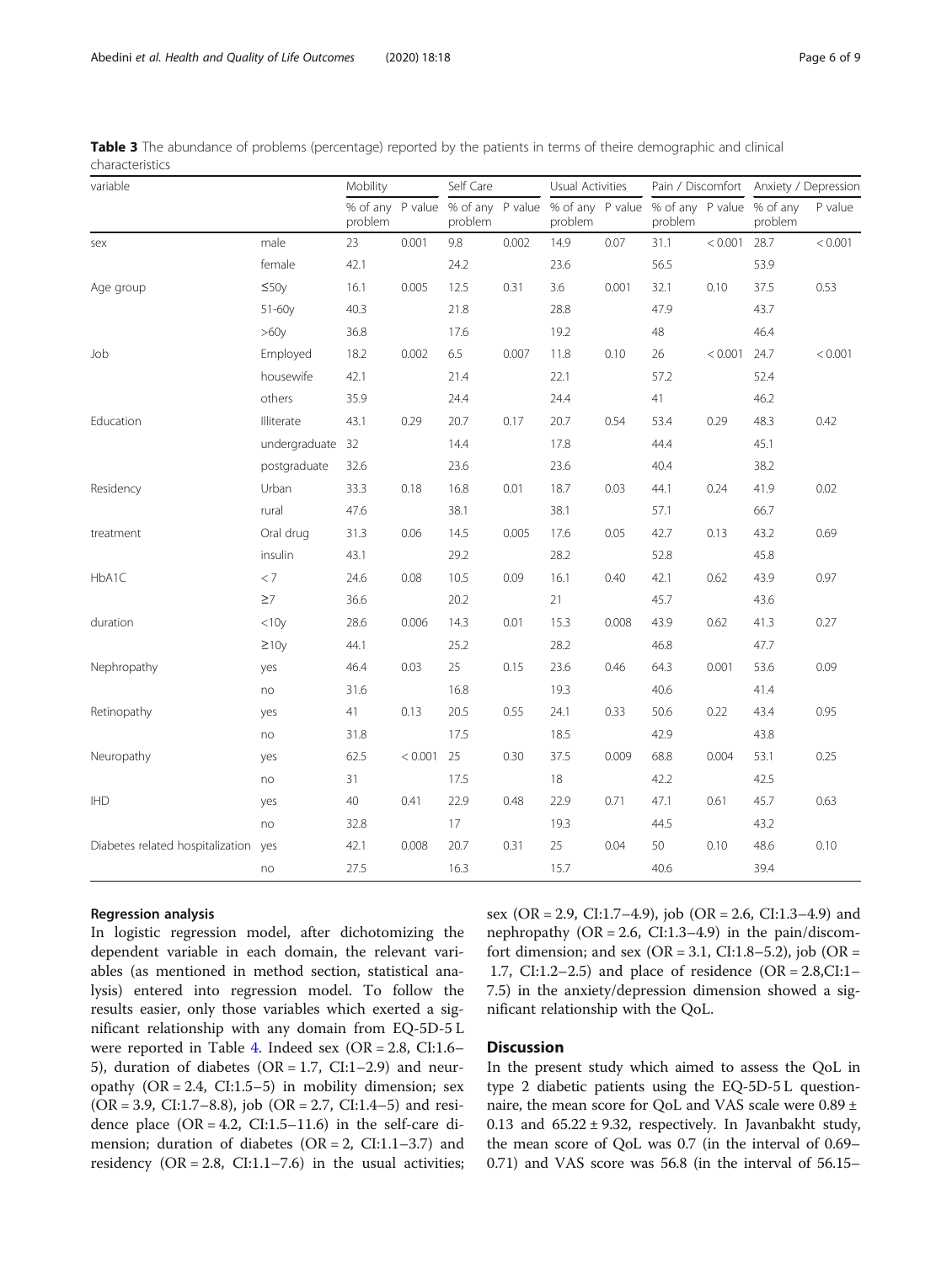**Table 3** The abundance of problems (percentage) reported by the patients in terms of theire demographic and clinical characteristics

| variable | | Mobility | | Self Care | | Usual Activities | | Pain / Discomfort | | Anxiety / Depression | |
|---|---|---|---|---|---|---|---|---|---|---|---|
| | | % of any problem | P value | % of any problem | P value | % of any problem | P value | % of any problem | P value | % of any problem | P value |
| sex | male | 23 | 0.001 | 9.8 | 0.002 | 14.9 | 0.07 | 31.1 | < 0.001 | 28.7 | < 0.001 |
| | female | 42.1 | | 24.2 | | 23.6 | | 56.5 | | 53.9 | |
| Age group | ≤50y | 16.1 | 0.005 | 12.5 | 0.31 | 3.6 | 0.001 | 32.1 | 0.10 | 37.5 | 0.53 |
| | 51-60y | 40.3 | | 21.8 | | 28.8 | | 47.9 | | 43.7 | |
| | >60y | 36.8 | | 17.6 | | 19.2 | | 48 | | 46.4 | |
| Job | Employed | 18.2 | 0.002 | 6.5 | 0.007 | 11.8 | 0.10 | 26 | < 0.001 | 24.7 | < 0.001 |
| | housewife | 42.1 | | 21.4 | | 22.1 | | 57.2 | | 52.4 | |
| | others | 35.9 | | 24.4 | | 24.4 | | 41 | | 46.2 | |
| Education | Illiterate | 43.1 | 0.29 | 20.7 | 0.17 | 20.7 | 0.54 | 53.4 | 0.29 | 48.3 | 0.42 |
| | undergraduate | 32 | | 14.4 | | 17.8 | | 44.4 | | 45.1 | |
| | postgraduate | 32.6 | | 23.6 | | 23.6 | | 40.4 | | 38.2 | |
| Residency | Urban | 33.3 | 0.18 | 16.8 | 0.01 | 18.7 | 0.03 | 44.1 | 0.24 | 41.9 | 0.02 |
| | rural | 47.6 | | 38.1 | | 38.1 | | 57.1 | | 66.7 | |
| treatment | Oral drug | 31.3 | 0.06 | 14.5 | 0.005 | 17.6 | 0.05 | 42.7 | 0.13 | 43.2 | 0.69 |
| | insulin | 43.1 | | 29.2 | | 28.2 | | 52.8 | | 45.8 | |
| HbA1C | < 7 | 24.6 | 0.08 | 10.5 | 0.09 | 16.1 | 0.40 | 42.1 | 0.62 | 43.9 | 0.97 |
| | ≥7 | 36.6 | | 20.2 | | 21 | | 45.7 | | 43.6 | |
| duration | <10y | 28.6 | 0.006 | 14.3 | 0.01 | 15.3 | 0.008 | 43.9 | 0.62 | 41.3 | 0.27 |
| | ≥10y | 44.1 | | 25.2 | | 28.2 | | 46.8 | | 47.7 | |
| Nephropathy | yes | 46.4 | 0.03 | 25 | 0.15 | 23.6 | 0.46 | 64.3 | 0.001 | 53.6 | 0.09 |
| | no | 31.6 | | 16.8 | | 19.3 | | 40.6 | | 41.4 | |
| Retinopathy | yes | 41 | 0.13 | 20.5 | 0.55 | 24.1 | 0.33 | 50.6 | 0.22 | 43.4 | 0.95 |
| | no | 31.8 | | 17.5 | | 18.5 | | 42.9 | | 43.8 | |
| Neuropathy | yes | 62.5 | < 0.001 | 25 | 0.30 | 37.5 | 0.009 | 68.8 | 0.004 | 53.1 | 0.25 |
| | no | 31 | | 17.5 | | 18 | | 42.2 | | 42.5 | |
| IHD | yes | 40 | 0.41 | 22.9 | 0.48 | 22.9 | 0.71 | 47.1 | 0.61 | 45.7 | 0.63 |
| | no | 32.8 | | 17 | | 19.3 | | 44.5 | | 43.2 | |
| Diabetes related hospitalization | yes | 42.1 | 0.008 | 20.7 | 0.31 | 25 | 0.04 | 50 | 0.10 | 48.6 | 0.10 |
| | no | 27.5 | | 16.3 | | 15.7 | | 40.6 | | 39.4 | |

### Regression analysis

In logistic regression model, after dichotomizing the dependent variable in each domain, the relevant variables (as mentioned in method section, statistical analysis) entered into regression model. To follow the results easier, only those variables which exerted a significant relationship with any domain from EQ-5D-5 L were reported in Table 4. Indeed sex (OR = 2.8, CI:1.6–5), duration of diabetes (OR = 1.7, CI:1–2.9) and neuropathy (OR = 2.4, CI:1.5–5) in mobility dimension; sex (OR = 3.9, CI:1.7–8.8), job (OR = 2.7, CI:1.4–5) and residence place (OR = 4.2, CI:1.5–11.6) in the self-care dimension; duration of diabetes (OR = 2, CI:1.1–3.7) and residency (OR = 2.8, CI:1.1–7.6) in the usual activities; sex (OR = 2.9, CI:1.7–4.9), job (OR = 2.6, CI:1.3–4.9) and nephropathy (OR = 2.6, CI:1.3–4.9) in the pain/discomfort dimension; and sex (OR = 3.1, CI:1.8–5.2), job (OR = 1.7, CI:1.2–2.5) and place of residence (OR = 2.8,CI:1–7.5) in the anxiety/depression dimension showed a significant relationship with the QoL.

## Discussion

In the present study which aimed to assess the QoL in type 2 diabetic patients using the EQ-5D-5 L questionnaire, the mean score for QoL and VAS scale were 0.89 ± 0.13 and 65.22 ± 9.32, respectively. In Javanbakht study, the mean score of QoL was 0.7 (in the interval of 0.69–0.71) and VAS score was 56.8 (in the interval of 56.15–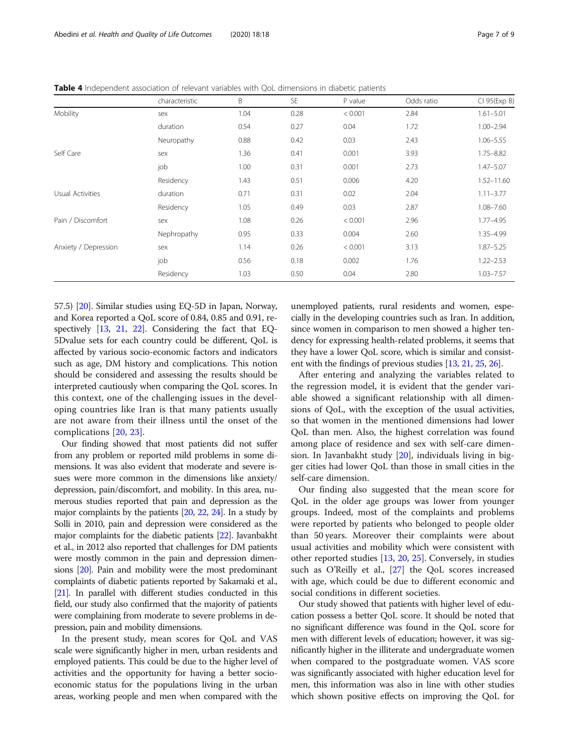**Table 4** Independent association of relevant variables with QoL dimensions in diabetic patients

| | characteristic | B | SE | P value | Odds ratio | CI 95(Exp B) |
|---|---|---|---|---|---|---|
| Mobility | sex | 1.04 | 0.28 | < 0.001 | 2.84 | 1.61–5.01 |
| | duration | 0.54 | 0.27 | 0.04 | 1.72 | 1.00–2.94 |
| | Neuropathy | 0.88 | 0.42 | 0.03 | 2.43 | 1.06–5.55 |
| Self Care | sex | 1.36 | 0.41 | 0.001 | 3.93 | 1.75–8.82 |
| | job | 1.00 | 0.31 | 0.001 | 2.73 | 1.47–5.07 |
| | Residency | 1.43 | 0.51 | 0.006 | 4.20 | 1.52–11.60 |
| Usual Activities | duration | 0.71 | 0.31 | 0.02 | 2.04 | 1.11–3.77 |
| | Residency | 1.05 | 0.49 | 0.03 | 2.87 | 1.08–7.60 |
| Pain / Discomfort | sex | 1.08 | 0.26 | < 0.001 | 2.96 | 1.77–4.95 |
| | Nephropathy | 0.95 | 0.33 | 0.004 | 2.60 | 1.35–4.99 |
| Anxiety / Depression | sex | 1.14 | 0.26 | < 0.001 | 3.13 | 1.87–5.25 |
| | job | 0.56 | 0.18 | 0.002 | 1.76 | 1.22–2.53 |
| | Residency | 1.03 | 0.50 | 0.04 | 2.80 | 1.03–7.57 |

57.5) [20]. Similar studies using EQ-5D in Japan, Norway, and Korea reported a QoL score of 0.84, 0.85 and 0.91, respectively [13, 21, 22]. Considering the fact that EQ-5Dvalue sets for each country could be different, QoL is affected by various socio-economic factors and indicators such as age, DM history and complications. This notion should be considered and assessing the results should be interpreted cautiously when comparing the QoL scores. In this context, one of the challenging issues in the developing countries like Iran is that many patients usually are not aware from their illness until the onset of the complications [20, 23].

Our finding showed that most patients did not suffer from any problem or reported mild problems in some dimensions. It was also evident that moderate and severe issues were more common in the dimensions like anxiety/depression, pain/discomfort, and mobility. In this area, numerous studies reported that pain and depression as the major complaints by the patients [20, 22, 24]. In a study by Solli in 2010, pain and depression were considered as the major complaints for the diabetic patients [22]. Javanbakht et al., in 2012 also reported that challenges for DM patients were mostly common in the pain and depression dimensions [20]. Pain and mobility were the most predominant complaints of diabetic patients reported by Sakamaki et al., [21]. In parallel with different studies conducted in this field, our study also confirmed that the majority of patients were complaining from moderate to severe problems in depression, pain and mobility dimensions.

In the present study, mean scores for QoL and VAS scale were significantly higher in men, urban residents and employed patients. This could be due to the higher level of activities and the opportunity for having a better socio-economic status for the populations living in the urban areas, working people and men when compared with the unemployed patients, rural residents and women, especially in the developing countries such as Iran. In addition, since women in comparison to men showed a higher tendency for expressing health-related problems, it seems that they have a lower QoL score, which is similar and consistent with the findings of previous studies [13, 21, 25, 26].

After entering and analyzing the variables related to the regression model, it is evident that the gender variable showed a significant relationship with all dimensions of QoL, with the exception of the usual activities, so that women in the mentioned dimensions had lower QoL than men. Also, the highest correlation was found among place of residence and sex with self-care dimension. In Javanbakht study [20], individuals living in bigger cities had lower QoL than those in small cities in the self-care dimension.

Our finding also suggested that the mean score for QoL in the older age groups was lower from younger groups. Indeed, most of the complaints and problems were reported by patients who belonged to people older than 50 years. Moreover their complaints were about usual activities and mobility which were consistent with other reported studies [13, 20, 25]. Conversely, in studies such as O'Reilly et al., [27] the QoL scores increased with age, which could be due to different economic and social conditions in different societies.

Our study showed that patients with higher level of education possess a better QoL score. It should be noted that no significant difference was found in the QoL score for men with different levels of education; however, it was significantly higher in the illiterate and undergraduate women when compared to the postgraduate women. VAS score was significantly associated with higher education level for men, this information was also in line with other studies which shown positive effects on improving the QoL for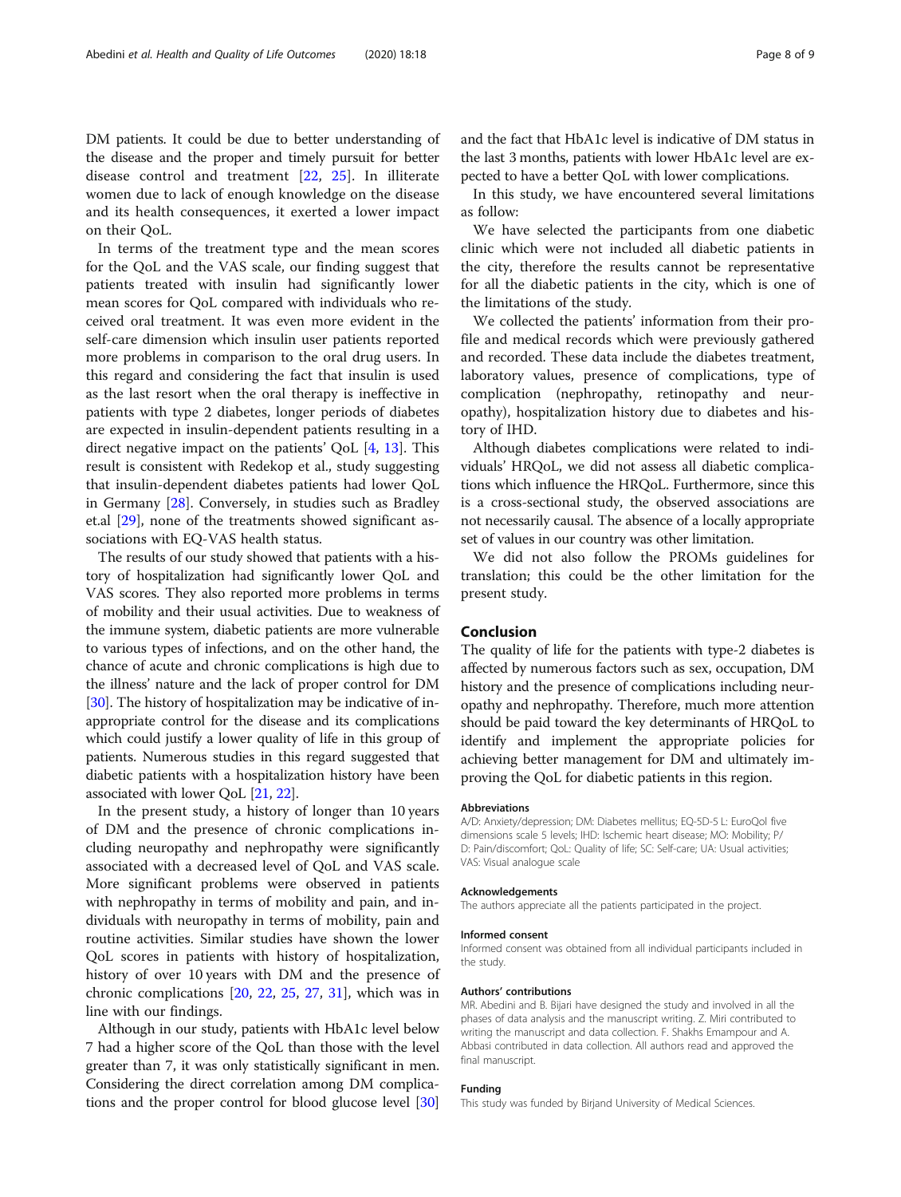DM patients. It could be due to better understanding of the disease and the proper and timely pursuit for better disease control and treatment [22, 25]. In illiterate women due to lack of enough knowledge on the disease and its health consequences, it exerted a lower impact on their QoL.

In terms of the treatment type and the mean scores for the QoL and the VAS scale, our finding suggest that patients treated with insulin had significantly lower mean scores for QoL compared with individuals who received oral treatment. It was even more evident in the self-care dimension which insulin user patients reported more problems in comparison to the oral drug users. In this regard and considering the fact that insulin is used as the last resort when the oral therapy is ineffective in patients with type 2 diabetes, longer periods of diabetes are expected in insulin-dependent patients resulting in a direct negative impact on the patients' QoL [4, 13]. This result is consistent with Redekop et al., study suggesting that insulin-dependent diabetes patients had lower QoL in Germany [28]. Conversely, in studies such as Bradley et.al [29], none of the treatments showed significant associations with EQ-VAS health status.

The results of our study showed that patients with a history of hospitalization had significantly lower QoL and VAS scores. They also reported more problems in terms of mobility and their usual activities. Due to weakness of the immune system, diabetic patients are more vulnerable to various types of infections, and on the other hand, the chance of acute and chronic complications is high due to the illness' nature and the lack of proper control for DM [30]. The history of hospitalization may be indicative of inappropriate control for the disease and its complications which could justify a lower quality of life in this group of patients. Numerous studies in this regard suggested that diabetic patients with a hospitalization history have been associated with lower QoL [21, 22].

In the present study, a history of longer than 10 years of DM and the presence of chronic complications including neuropathy and nephropathy were significantly associated with a decreased level of QoL and VAS scale. More significant problems were observed in patients with nephropathy in terms of mobility and pain, and individuals with neuropathy in terms of mobility, pain and routine activities. Similar studies have shown the lower QoL scores in patients with history of hospitalization, history of over 10 years with DM and the presence of chronic complications [20, 22, 25, 27, 31], which was in line with our findings.

Although in our study, patients with HbA1c level below 7 had a higher score of the QoL than those with the level greater than 7, it was only statistically significant in men. Considering the direct correlation among DM complications and the proper control for blood glucose level [30] and the fact that HbA1c level is indicative of DM status in the last 3 months, patients with lower HbA1c level are expected to have a better QoL with lower complications.

In this study, we have encountered several limitations as follow:

We have selected the participants from one diabetic clinic which were not included all diabetic patients in the city, therefore the results cannot be representative for all the diabetic patients in the city, which is one of the limitations of the study.

We collected the patients' information from their profile and medical records which were previously gathered and recorded. These data include the diabetes treatment, laboratory values, presence of complications, type of complication (nephropathy, retinopathy and neuropathy), hospitalization history due to diabetes and history of IHD.

Although diabetes complications were related to individuals' HRQoL, we did not assess all diabetic complications which influence the HRQoL. Furthermore, since this is a cross-sectional study, the observed associations are not necessarily causal. The absence of a locally appropriate set of values in our country was other limitation.

We did not also follow the PROMs guidelines for translation; this could be the other limitation for the present study.

## Conclusion

The quality of life for the patients with type-2 diabetes is affected by numerous factors such as sex, occupation, DM history and the presence of complications including neuropathy and nephropathy. Therefore, much more attention should be paid toward the key determinants of HRQoL to identify and implement the appropriate policies for achieving better management for DM and ultimately improving the QoL for diabetic patients in this region.

#### Abbreviations

A/D: Anxiety/depression; DM: Diabetes mellitus; EQ-5D-5 L: EuroQol five dimensions scale 5 levels; IHD: Ischemic heart disease; MO: Mobility; P/D: Pain/discomfort; QoL: Quality of life; SC: Self-care; UA: Usual activities; VAS: Visual analogue scale

#### Acknowledgements

The authors appreciate all the patients participated in the project.

#### Informed consent

Informed consent was obtained from all individual participants included in the study.

#### Authors' contributions

MR. Abedini and B. Bijari have designed the study and involved in all the phases of data analysis and the manuscript writing. Z. Miri contributed to writing the manuscript and data collection. F. Shakhs Emampour and A. Abbasi contributed in data collection. All authors read and approved the final manuscript.

#### Funding

This study was funded by Birjand University of Medical Sciences.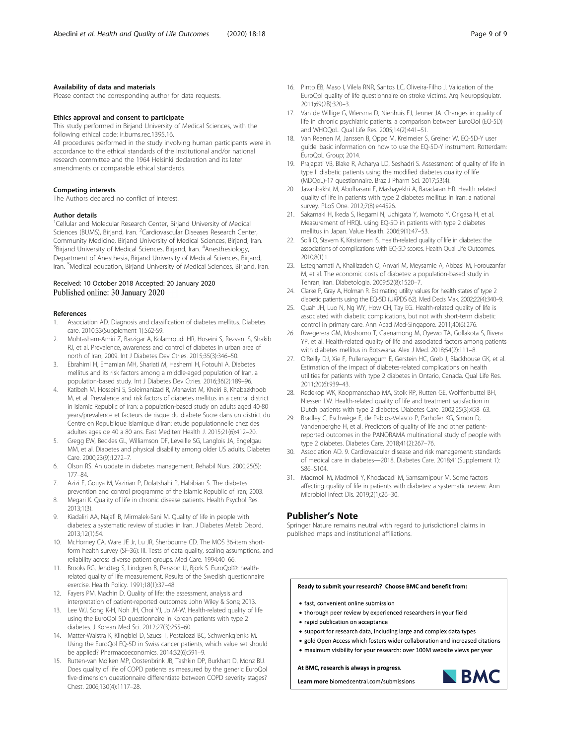#### Availability of data and materials

Please contact the corresponding author for data requests.

#### Ethics approval and consent to participate

This study performed in Birjand University of Medical Sciences, with the following ethical code: ir.bums.rec.1395.16.

All procedures performed in the study involving human participants were in accordance to the ethical standards of the institutional and/or national research committee and the 1964 Helsinki declaration and its later amendments or comparable ethical standards.

#### Competing interests

The Authors declared no conflict of interest.

#### Author details

[1]Cellular and Molecular Research Center, Birjand University of Medical Sciences (BUMS), Birjand, Iran. [2]Cardiovascular Diseases Research Center, Community Medicine, Birjand University of Medical Sciences, Birjand, Iran. [3]Birjand University of Medical Sciences, Birjand, Iran. [4]Anesthesiology, Department of Anesthesia, Birjand University of Medical Sciences, Birjand, Iran. [5]Medical education, Birjand University of Medical Sciences, Birjand, Iran.

Received: 10 October 2018 Accepted: 20 January 2020
Published online: 30 January 2020

#### References

1. Association AD. Diagnosis and classification of diabetes mellitus. Diabetes care. 2010;33(Supplement 1):S62-S9.
2. Mohtasham-Amiri Z, Barzigar A, Kolamroudi HR, Hoseini S, Rezvani S, Shakib RJ, et al. Prevalence, awareness and control of diabetes in urban area of north of Iran, 2009. Int J Diabetes Dev Ctries. 2015;35(3):346–50.
3. Ebrahimi H, Emamian MH, Shariati M, Hashemi H, Fotouhi A. Diabetes mellitus and its risk factors among a middle-aged population of Iran, a population-based study. Int J Diabetes Dev Ctries. 2016;36(2):189–96.
4. Katibeh M, Hosseini S, Soleimanizad R, Manaviat M, Kheiri B, Khabazkhoob M, et al. Prevalence and risk factors of diabetes mellitus in a central district in Islamic Republic of Iran: a population-based study on adults aged 40-80 years/prevalence et facteurs de risque du diabete Sucre dans un district du Centre en Republique islamique d'Iran: etude populationnelle chez des adultes ages de 40 a 80 ans. East Mediterr Health J. 2015;21(6):412–20.
5. Gregg EW, Beckles GL, Williamson DF, Leveille SG, Langlois JA, Engelgau MM, et al. Diabetes and physical disability among older US adults. Diabetes Care. 2000;23(9):1272–7.
6. Olson RS. An update in diabetes management. Rehabil Nurs. 2000;25(5): 177–84.
7. Azizi F, Gouya M, Vazirian P, Dolatshahi P, Habibian S. The diabetes prevention and control programme of the Islamic Republic of Iran; 2003.
8. Megari K. Quality of life in chronic disease patients. Health Psychol Res. 2013;1(3).
9. Kiadaliri AA, Najafi B, Mirmalek-Sani M. Quality of life in people with diabetes: a systematic review of studies in Iran. J Diabetes Metab Disord. 2013;12(1):54.
10. McHorney CA, Ware JE Jr, Lu JR, Sherbourne CD. The MOS 36-item short-form health survey (SF-36): III. Tests of data quality, scaling assumptions, and reliability across diverse patient groups. Med Care. 1994:40–66.
11. Brooks RG, Jendteg S, Lindgren B, Persson U, Björk S. EuroQol©: health-related quality of life measurement. Results of the Swedish questionnaire exercise. Health Policy. 1991;18(1):37–48.
12. Fayers PM, Machin D. Quality of life: the assessment, analysis and interpretation of patient-reported outcomes: John Wiley & Sons; 2013.
13. Lee WJ, Song K-H, Noh JH, Choi YJ, Jo M-W. Health-related quality of life using the EuroQol 5D questionnaire in Korean patients with type 2 diabetes. J Korean Med Sci. 2012;27(3):255–60.
14. Matter-Walstra K, Klingbiel D, Szucs T, Pestalozzi BC, Schwenkglenks M. Using the EuroQol EQ-5D in Swiss cancer patients, which value set should be applied? Pharmacoeconomics. 2014;32(6):591–9.
15. Rutten-van Mölken MP, Oostenbrink JB, Tashkin DP, Burkhart D, Monz BU. Does quality of life of COPD patients as measured by the generic EuroQol five-dimension questionnaire differentiate between COPD severity stages? Chest. 2006;130(4):1117–28.
16. Pinto ÉB, Maso I, Vilela RNR, Santos LC, Oliveira-Filho J. Validation of the EuroQol quality of life questionnaire on stroke victims. Arq Neuropsiquiatr. 2011;69(2B):320–3.
17. Van de Willige G, Wiersma D, Nienhuis FJ, Jenner JA. Changes in quality of life in chronic psychiatric patients: a comparison between EuroQol (EQ-5D) and WHOQoL. Qual Life Res. 2005;14(2):441–51.
18. Van Reenen M, Janssen B, Oppe M, Kreimeier S, Greiner W. EQ-5D-Y user guide: basic information on how to use the EQ-5D-Y instrument. Rotterdam: EuroQoL Group; 2014.
19. Prajapati VB, Blake R, Acharya LD, Seshadri S. Assessment of quality of life in type II diabetic patients using the modified diabetes quality of life (MDQoL)-17 questionnaire. Braz J Pharm Sci. 2017;53(4).
20. Javanbakht M, Abolhasani F, Mashayekhi A, Baradaran HR. Health related quality of life in patients with type 2 diabetes mellitus in Iran: a national survey. PLoS One. 2012;7(8):e44526.
21. Sakamaki H, Ikeda S, Ikegami N, Uchigata Y, Iwamoto Y, Origasa H, et al. Measurement of HRQL using EQ-5D in patients with type 2 diabetes mellitus in Japan. Value Health. 2006;9(1):47–53.
22. Solli O, Stavem K, Kristiansen IS. Health-related quality of life in diabetes: the associations of complications with EQ-5D scores. Health Qual Life Outcomes. 2010;8(1):1.
23. Esteghamati A, Khalilzadeh O, Anvari M, Meysamie A, Abbasi M, Forouzanfar M, et al. The economic costs of diabetes: a population-based study in Tehran, Iran. Diabetologia. 2009;52(8):1520–7.
24. Clarke P, Gray A, Holman R. Estimating utility values for health states of type 2 diabetic patients using the EQ-5D (UKPDS 62). Med Decis Mak. 2002;22(4):340–9.
25. Quah JH, Luo N, Ng WY, How CH, Tay EG. Health-related quality of life is associated with diabetic complications, but not with short-term diabetic control in primary care. Ann Acad Med-Singapore. 2011;40(6):276.
26. Rwegerera GM, Moshomo T, Gaenamong M, Oyewo TA, Gollakota S, Rivera YP, et al. Health-related quality of life and associated factors among patients with diabetes mellitus in Botswana. Alex J Med. 2018;54(2):111–8.
27. O'Reilly DJ, Xie F, Pullenayegum E, Gerstein HC, Greb J, Blackhouse GK, et al. Estimation of the impact of diabetes-related complications on health utilities for patients with type 2 diabetes in Ontario, Canada. Qual Life Res. 2011;20(6):939–43.
28. Redekop WK, Koopmanschap MA, Stolk RP, Rutten GE, Wolffenbuttel BH, Niessen LW. Health-related quality of life and treatment satisfaction in Dutch patients with type 2 diabetes. Diabetes Care. 2002;25(3):458–63.
29. Bradley C, Eschwège E, de Pablos-Velasco P, Parhofer KG, Simon D, Vandenberghe H, et al. Predictors of quality of life and other patient-reported outcomes in the PANORAMA multinational study of people with type 2 diabetes. Diabetes Care. 2018;41(2):267–76.
30. Association AD. 9. Cardiovascular disease and risk management: standards of medical care in diabetes—2018. Diabetes Care. 2018;41(Supplement 1): S86–S104.
31. Madmoli M, Madmoli Y, Khodadadi M, Samsamipour M. Some factors affecting quality of life in patients with diabetes: a systematic review. Ann Microbiol Infect Dis. 2019;2(1):26–30.

## Publisher's Note

Springer Nature remains neutral with regard to jurisdictional claims in published maps and institutional affiliations.

**Ready to submit your research? Choose BMC and benefit from:**

- fast, convenient online submission
- thorough peer review by experienced researchers in your field
- rapid publication on acceptance
- support for research data, including large and complex data types
- gold Open Access which fosters wider collaboration and increased citations
- maximum visibility for your research: over 100M website views per year

**At BMC, research is always in progress.**

**Learn more** biomedcentral.com/submissions

BMC